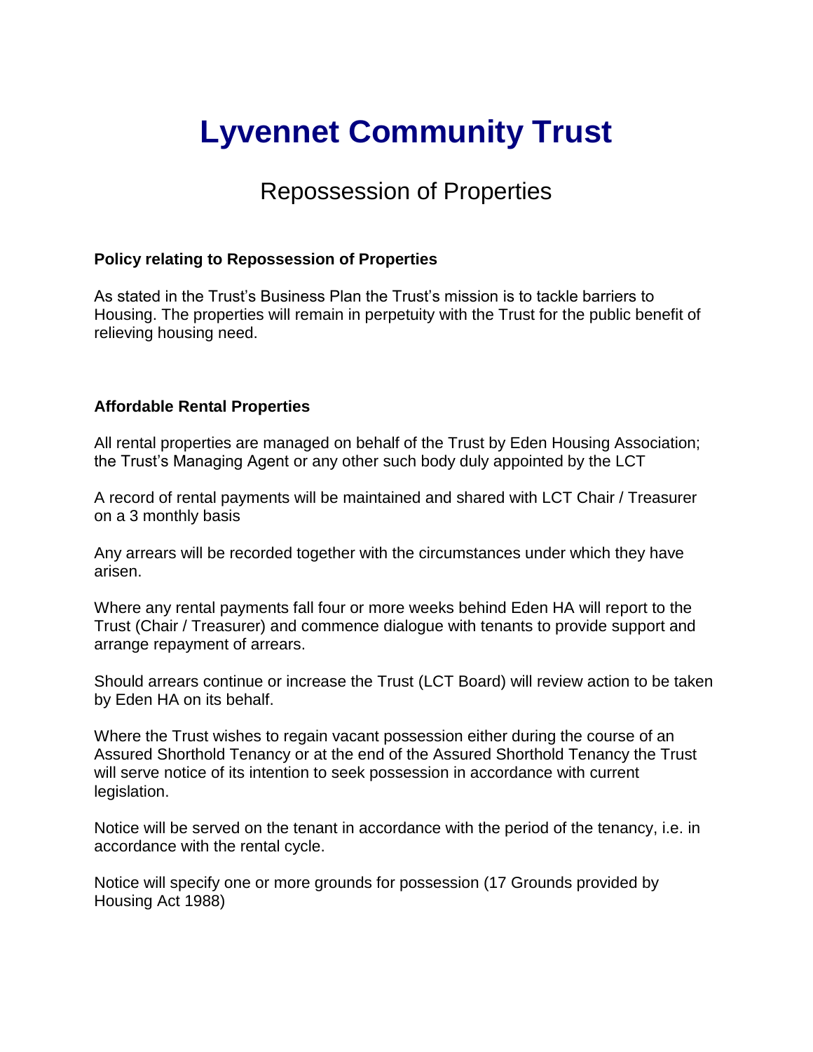# Lyvennet Community Trust

## Repossession of Properties

**Policy relating to Repossession of Properties**

As stated in the Trust's Business Plan the Trust's mission is to tackle barriers to Housing. The properties will remain in perpetuity with the Trust for the public benefit of relieving housing need.

**Affordable Rental Properties**

All rental properties are managed on behalf of the Trust by Eden Housing Association; the Trust's Managing Agent or any other such body duly appointed by the LCT

A record of rental payments will be maintained and shared with LCT Chair / Treasurer on a 3 monthly basis

Any arrears will be recorded together with the circumstances under which they have arisen.

Where any rental payments fall four or more weeks behind Eden HA will report to the Trust (Chair / Treasurer) and commence dialogue with tenants to provide support and arrange repayment of arrears.

Should arrears continue or increase the Trust (LCT Board) will review action to be taken by Eden HA on its behalf.

Where the Trust wishes to regain vacant possession either during the course of an Assured Shorthold Tenancy or at the end of the Assured Shorthold Tenancy the Trust will serve notice of its intention to seek possession in accordance with current legislation.

Notice will be served on the tenant in accordance with the period of the tenancy, i.e. in accordance with the rental cycle.

Notice will specify one or more grounds for possession (17 Grounds provided by Housing Act 1988)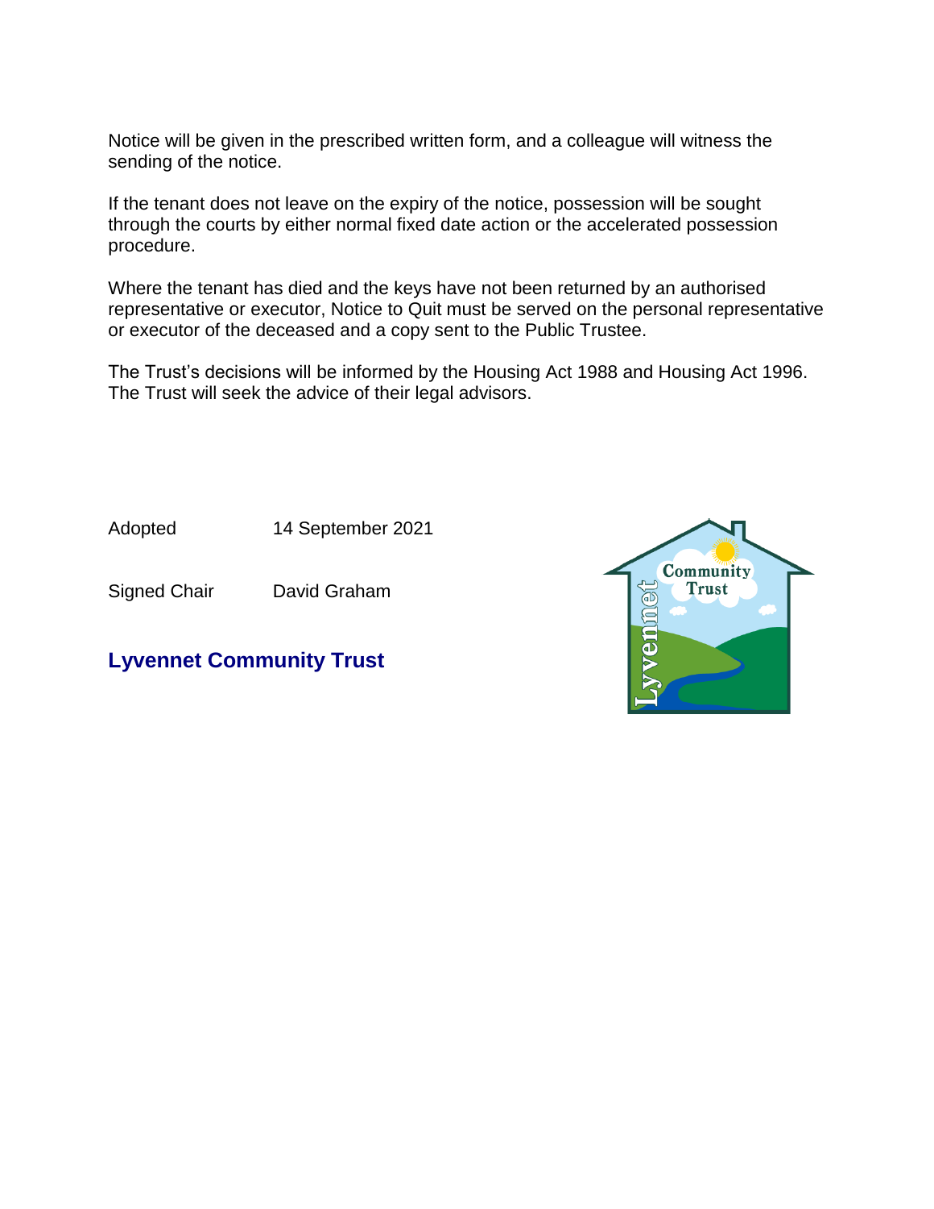Notice will be given in the prescribed written form, and a colleague will witness the sending of the notice.

If the tenant does not leave on the expiry of the notice, possession will be sought through the courts by either normal fixed date action or the accelerated possession procedure.

Where the tenant has died and the keys have not been returned by an authorised representative or executor, Notice to Quit must be served on the personal representative or executor of the deceased and a copy sent to the Public Trustee.

The Trust's decisions will be informed by the Housing Act 1988 and Housing Act 1996. The Trust will seek the advice of their legal advisors.

Adopted 14 September 2021

Signed Chair David Graham

**Lyvennet Community Trust**